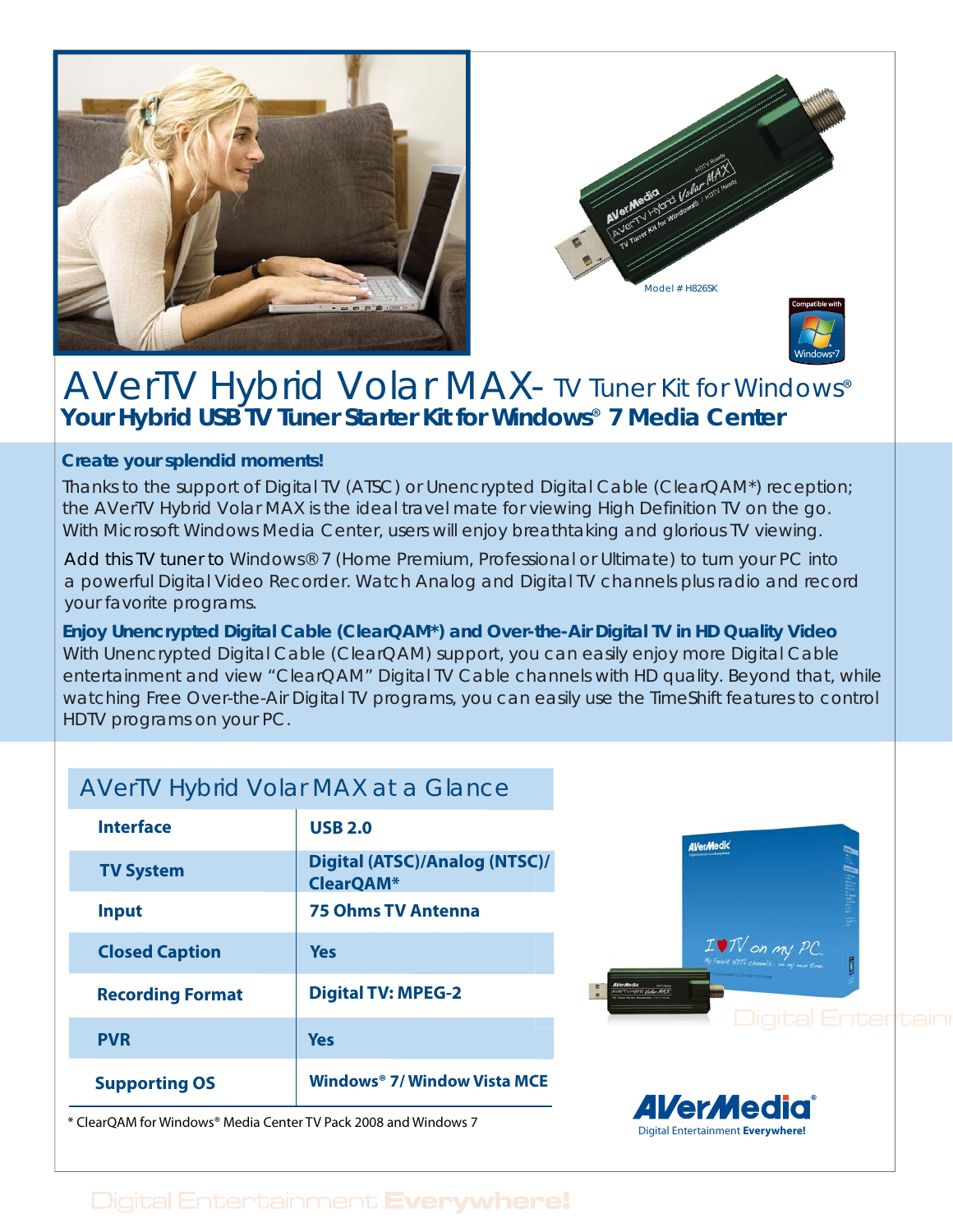Model # H826SK

Compatible with Windows 7

# AVerTV Hybrid Volar MAX- TV Tuner Kit for Windows®

## Your Hybrid USB TV Tuner Starter Kit for Windows® 7 Media Center

**Create your splendid moments!**

Thanks to the support of Digital TV (ATSC) or Unencrypted Digital Cable (ClearQAM*) reception; the AVerTV Hybrid Volar MAX is the ideal travel mate for viewing High Definition TV on the go. With Microsoft Windows Media Center, users will enjoy breathtaking and glorious TV viewing.

Add this TV tuner to Windows® 7 (Home Premium, Professional or Ultimate) to turn your PC into a powerful Digital Video Recorder. Watch Analog and Digital TV channels plus radio and record your favorite programs.

**Enjoy Unencrypted Digital Cable (ClearQAM*) and Over-the-Air Digital TV in HD Quality Video**

With Unencrypted Digital Cable (ClearQAM) support, you can easily enjoy more Digital Cable entertainment and view "ClearQAM" Digital TV Cable channels with HD quality. Beyond that, while watching Free Over-the-Air Digital TV programs, you can easily use the TimeShift features to control HDTV programs on your PC.

## AVerTV Hybrid Volar MAX at a Glance

| | |
|---|---|
| **Interface** | **USB 2.0** |
| **TV System** | **Digital (ATSC)/Analog (NTSC)/ ClearQAM*** |
| **Input** | **75 Ohms TV Antenna** |
| **Closed Caption** | **Yes** |
| **Recording Format** | **Digital TV: MPEG-2** |
| **PVR** | **Yes** |
| **Supporting OS** | **Windows® 7/ Window Vista MCE** |

\* ClearQAM for Windows® Media Center TV Pack 2008 and Windows 7

AVerMedia® Digital Entertainment **Everywhere!**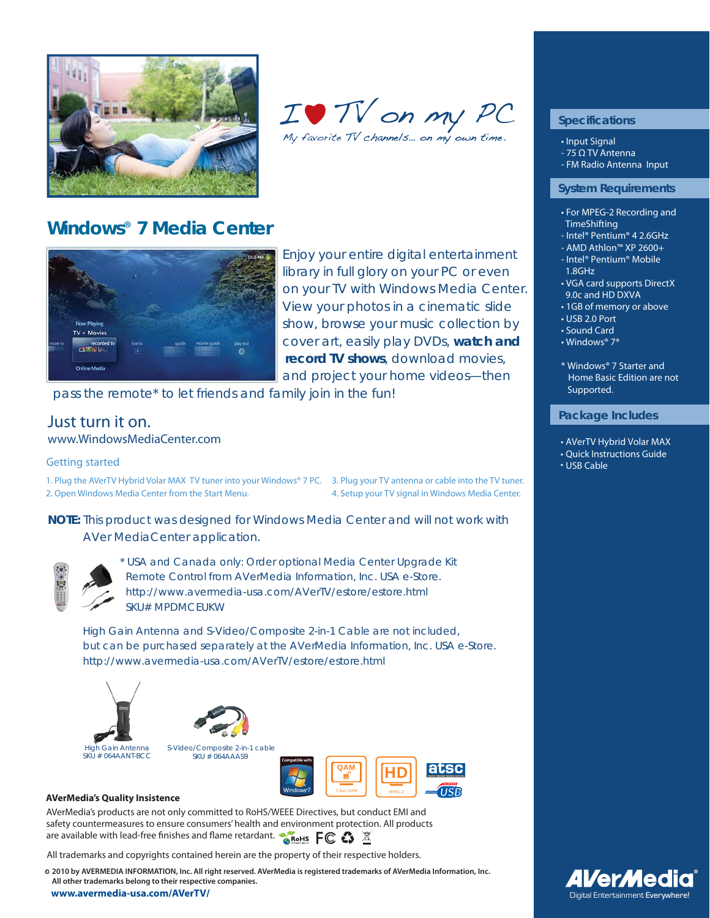I ♥ TV on my PC

My favorite TV channels... on my own time.

## Windows® 7 Media Center

Enjoy your entire digital entertainment library in full glory on your PC or even on your TV with Windows Media Center. View your photos in a cinematic slide show, browse your music collection by cover art, easily play DVDs, **watch and record TV shows**, download movies, and project your home videos—then pass the remote* to let friends and family join in the fun!

### Just turn it on.

www.WindowsMediaCenter.com

#### Getting started

1. Plug the AVerTV Hybrid Volar MAX TV tuner into your Windows® 7 PC.
2. Open Windows Media Center from the Start Menu.
3. Plug your TV antenna or cable into the TV tuner.
4. Setup your TV signal in Windows Media Center.

**NOTE:** This product was designed for Windows Media Center and will not work with AVer MediaCenter application.

* USA and Canada only: Order optional Media Center Upgrade Kit Remote Control from AVerMedia Information, Inc. USA e-Store. http://www.avermedia-usa.com/AVerTV/estore/estore.html SKU# MPDMCEUKW

High Gain Antenna and S-Video/Composite 2-in-1 Cable are not included, but can be purchased separately at the AVerMedia Information, Inc. USA e-Store. http://www.avermedia-usa.com/AVerTV/estore/estore.html

High Gain Antenna
SKU # 064AANT-BCC

S-Video/Composite 2-in-1 cable
SKU # 064AAAS9

**AVerMedia's Quality Insistence**

AVerMedia's products are not only committed to RoHS/WEEE Directives, but conduct EMI and safety countermeasures to ensure consumers' health and environment protection. All products are available with lead-free finishes and flame retardant.

All trademarks and copyrights contained herein are the property of their respective holders.

**© 2010 by AVERMEDIA INFORMATION, Inc. All right reserved. AVerMedia is registered trademarks of AVerMedia Information, Inc. All other trademarks belong to their respective companies.**

**www.avermedia-usa.com/AVerTV/**

## Specifications

- Input Signal
  - 75 Ω TV Antenna
  - FM Radio Antenna Input

## System Requirements

- For MPEG-2 Recording and TimeShifting
  - Intel® Pentium® 4 2.6GHz
  - AMD Athlon™ XP 2600+
  - Intel® Pentium® Mobile 1.8GHz
- VGA card supports DirectX 9.0c and HD DXVA
- 1GB of memory or above
- USB 2.0 Port
- Sound Card
- Windows® 7*

\* Windows® 7 Starter and Home Basic Edition are not Supported.

## Package Includes

- AVerTV Hybrid Volar MAX
- Quick Instructions Guide
- USB Cable

AVerMedia®
Digital Entertainment Everywhere!